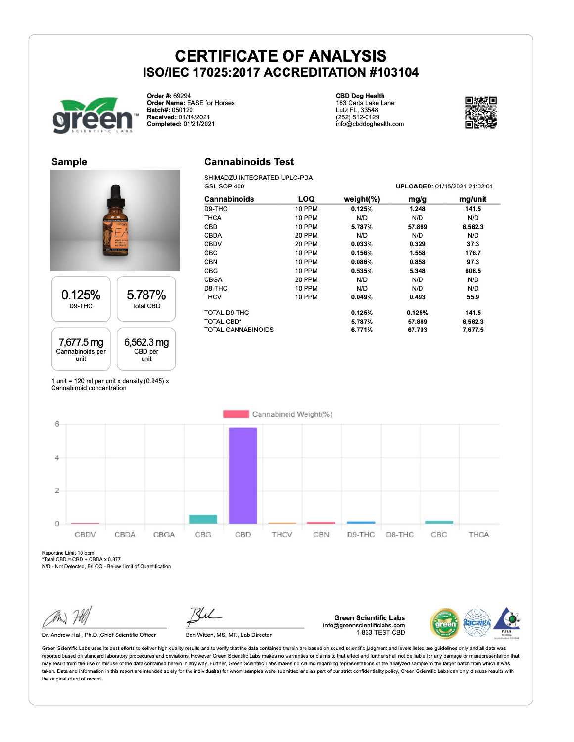# CERTIFICATE OF ANALYSIS

## ISO/IEC 17025:2017 ACCREDITATION #103104

**Order #:** 69294
**Order Name:** EASE for Horses
**Batch#:** 050120
**Received:** 01/14/2021
**Completed:** 01/21/2021

**CBD Dog Health**
163 Carts Lake Lane
Lutz FL, 33548
(252) 512-0129
info@cbddoghealth.com

## Sample

| 0.125% | 5.787% |
|---|---|
| D9-THC | Total CBD |

| 7,677.5 mg | 6,562.3 mg |
|---|---|
| Cannabinoids per unit | CBD per unit |

1 unit = 120 ml per unit x density (0.945) x Cannabinoid concentration

## Cannabinoids Test

SHIMADZU INTEGRATED UPLC-PDA
GSL SOP 400

**UPLOADED:** 01/15/2021 21:02:01

| Cannabinoids | LOQ | weight(%) | mg/g | mg/unit |
|---|---|---|---|---|
| D9-THC | 10 PPM | **0.125%** | **1.248** | **141.5** |
| THCA | 10 PPM | N/D | N/D | N/D |
| CBD | 10 PPM | **5.787%** | **57.869** | **6,562.3** |
| CBDA | 20 PPM | N/D | N/D | N/D |
| CBDV | 20 PPM | **0.033%** | **0.329** | **37.3** |
| CBC | 10 PPM | **0.156%** | **1.558** | **176.7** |
| CBN | 10 PPM | **0.086%** | **0.858** | **97.3** |
| CBG | 10 PPM | **0.535%** | **5.348** | **606.5** |
| CBGA | 20 PPM | N/D | N/D | N/D |
| D8-THC | 10 PPM | N/D | N/D | N/D |
| THCV | 10 PPM | **0.049%** | **0.493** | **55.9** |
| TOTAL D9-THC | | **0.125%** | **0.125%** | **141.5** |
| TOTAL CBD* | | **5.787%** | **57.869** | **6,562.3** |
| TOTAL CANNABINOIDS | | **6.771%** | **67.703** | **7,677.5** |

Reporting Limit 10 ppm
*Total CBD = CBD + CBDA x 0.877
N/D - Not Detected, B/LOQ - Below Limit of Quantification

Dr. Andrew Hall, Ph.D.,Chief Scientific Officer

Ben Witten, MS, MT., Lab Director

**Green Scientific Labs**
info@greenscientificlabs.com
1-833 TEST CBD

Green Scientific Labs uses its best efforts to deliver high quality results and to verify that the data contained therein are based on sound scientific judgment and levels listed are guidelines only and all data was reported based on standard laboratory procedures and deviations. However Green Scientific Labs makes no warranties or claims to that effect and further shall not be liable for any damage or misrepresentation that may result from the use or misuse of the data contained herein in any way. Further, Green Scientific Labs makes no claims regarding representations of the analyzed sample to the larger batch from which it was taken. Data and information in this report are intended solely for the individual(s) for whom samples were submitted and as part of our strict confidentiality policy, Green Scientific Labs can only discuss results with the original client of record.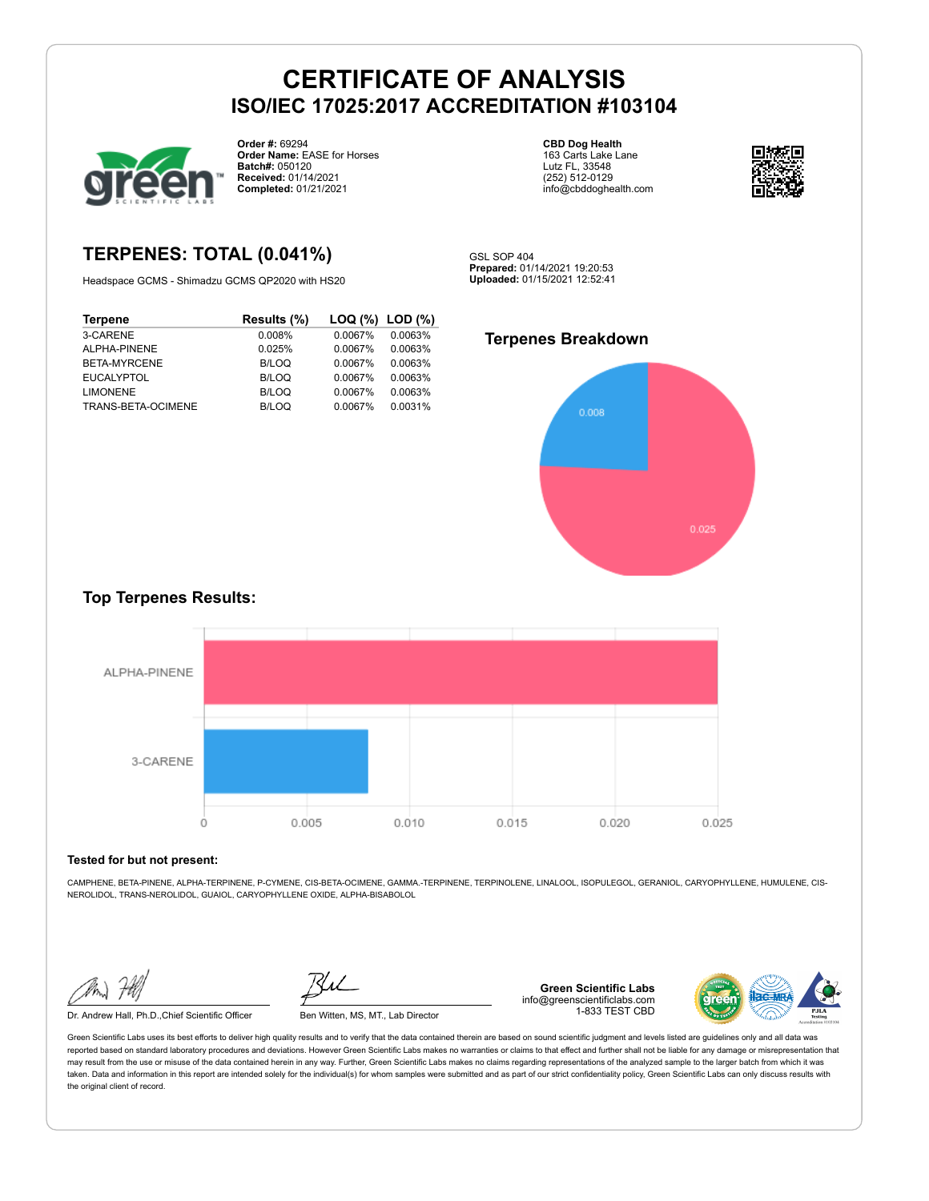# CERTIFICATE OF ANALYSIS

## ISO/IEC 17025:2017 ACCREDITATION #103104

**Order #:** 69294
**Order Name:** EASE for Horses
**Batch#:** 050120
**Received:** 01/14/2021
**Completed:** 01/21/2021

**CBD Dog Health**
163 Carts Lake Lane
Lutz FL, 33548
(252) 512-0129
info@cbddoghealth.com

## TERPENES: TOTAL (0.041%)

Headspace GCMS - Shimadzu GCMS QP2020 with HS20

GSL SOP 404
**Prepared:** 01/14/2021 19:20:53
**Uploaded:** 01/15/2021 12:52:41

| Terpene | Results (%) | LOQ (%) | LOD (%) |
|---|---|---|---|
| 3-CARENE | 0.008% | 0.0067% | 0.0063% |
| ALPHA-PINENE | 0.025% | 0.0067% | 0.0063% |
| BETA-MYRCENE | B/LOQ | 0.0067% | 0.0063% |
| EUCALYPTOL | B/LOQ | 0.0067% | 0.0063% |
| LIMONENE | B/LOQ | 0.0067% | 0.0063% |
| TRANS-BETA-OCIMENE | B/LOQ | 0.0067% | 0.0031% |

### Terpenes Breakdown

### Top Terpenes Results:

**Tested for but not present:**

CAMPHENE, BETA-PINENE, ALPHA-TERPINENE, P-CYMENE, CIS-BETA-OCIMENE, GAMMA.-TERPINENE, TERPINOLENE, LINALOOL, ISOPULEGOL, GERANIOL, CARYOPHYLLENE, HUMULENE, CIS-NEROLIDOL, TRANS-NEROLIDOL, GUAIOL, CARYOPHYLLENE OXIDE, ALPHA-BISABOLOL

Dr. Andrew Hall, Ph.D.,Chief Scientific Officer

Ben Witten, MS, MT., Lab Director

**Green Scientific Labs**
info@greenscientificlabs.com
1-833 TEST CBD

Green Scientific Labs uses its best efforts to deliver high quality results and to verify that the data contained therein are based on sound scientific judgment and levels listed are guidelines only and all data was reported based on standard laboratory procedures and deviations. However Green Scientific Labs makes no warranties or claims to that effect and further shall not be liable for any damage or misrepresentation that may result from the use or misuse of the data contained herein in any way. Further, Green Scientific Labs makes no claims regarding representations of the analyzed sample to the larger batch from which it was taken. Data and information in this report are intended solely for the individual(s) for whom samples were submitted and as part of our strict confidentiality policy, Green Scientific Labs can only discuss results with the original client of record.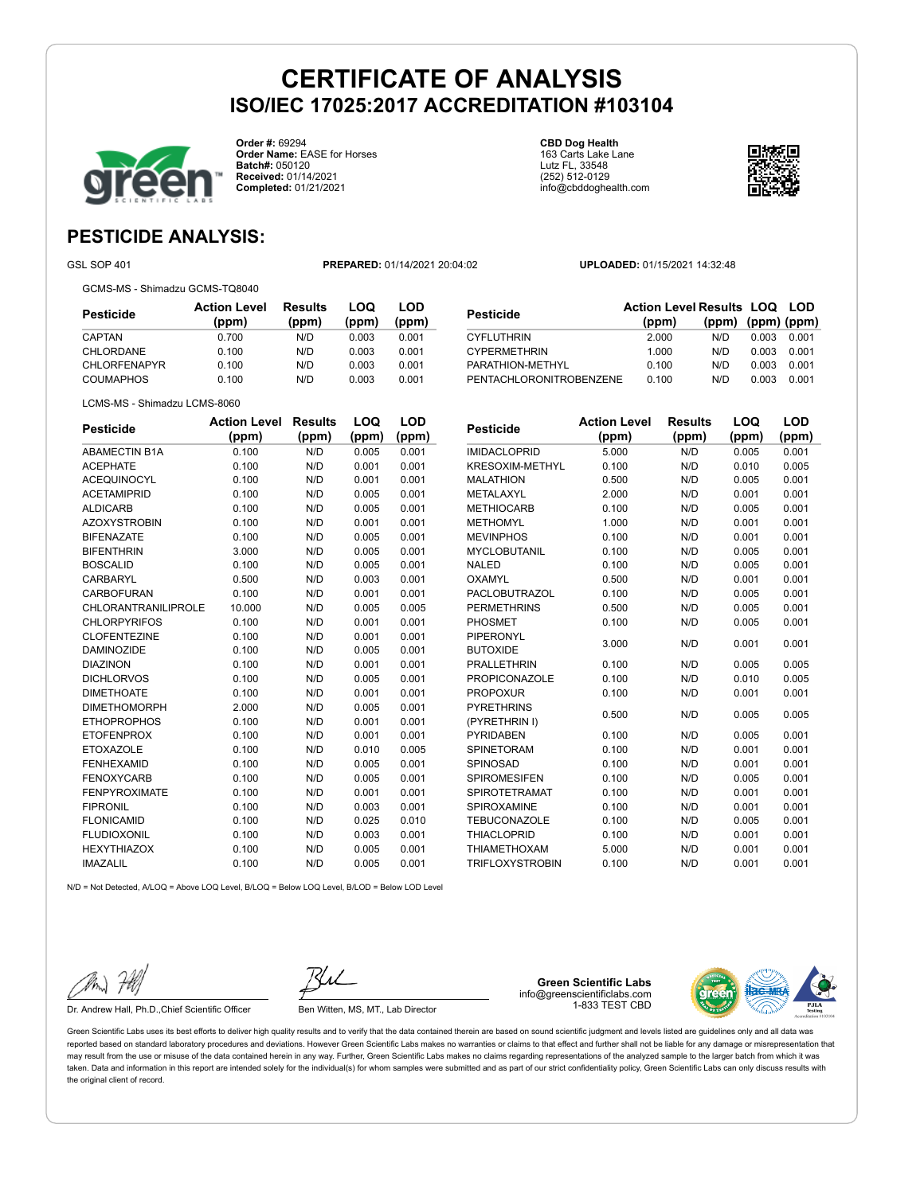# CERTIFICATE OF ANALYSIS
## ISO/IEC 17025:2017 ACCREDITATION #103104

**Order #:** 69294
**Order Name:** EASE for Horses
**Batch#:** 050120
**Received:** 01/14/2021
**Completed:** 01/21/2021

**CBD Dog Health**
163 Carts Lake Lane
Lutz FL, 33548
(252) 512-0129
info@cbddoghealth.com

## PESTICIDE ANALYSIS:

GSL SOP 401 **PREPARED:** 01/14/2021 20:04:02 **UPLOADED:** 01/15/2021 14:32:48

GCMS-MS - Shimadzu GCMS-TQ8040

| Pesticide | Action Level (ppm) | Results (ppm) | LOQ (ppm) | LOD (ppm) |
|---|---|---|---|---|
| CAPTAN | 0.700 | N/D | 0.003 | 0.001 |
| CHLORDANE | 0.100 | N/D | 0.003 | 0.001 |
| CHLORFENAPYR | 0.100 | N/D | 0.003 | 0.001 |
| COUMAPHOS | 0.100 | N/D | 0.003 | 0.001 |
| CYFLUTHRIN | 2.000 | N/D | 0.003 | 0.001 |
| CYPERMETHRIN | 1.000 | N/D | 0.003 | 0.001 |
| PARATHION-METHYL | 0.100 | N/D | 0.003 | 0.001 |
| PENTACHLORONITROBENZENE | 0.100 | N/D | 0.003 | 0.001 |

LCMS-MS - Shimadzu LCMS-8060

| Pesticide | Action Level (ppm) | Results (ppm) | LOQ (ppm) | LOD (ppm) |
|---|---|---|---|---|
| ABAMECTIN B1A | 0.100 | N/D | 0.005 | 0.001 |
| ACEPHATE | 0.100 | N/D | 0.001 | 0.001 |
| ACEQUINOCYL | 0.100 | N/D | 0.001 | 0.001 |
| ACETAMIPRID | 0.100 | N/D | 0.005 | 0.001 |
| ALDICARB | 0.100 | N/D | 0.005 | 0.001 |
| AZOXYSTROBIN | 0.100 | N/D | 0.001 | 0.001 |
| BIFENAZATE | 0.100 | N/D | 0.005 | 0.001 |
| BIFENTHRIN | 3.000 | N/D | 0.005 | 0.001 |
| BOSCALID | 0.100 | N/D | 0.005 | 0.001 |
| CARBARYL | 0.500 | N/D | 0.003 | 0.001 |
| CARBOFURAN | 0.100 | N/D | 0.001 | 0.001 |
| CHLORANTRANILIPROLE | 10.000 | N/D | 0.005 | 0.005 |
| CHLORPYRIFOS | 0.100 | N/D | 0.001 | 0.001 |
| CLOFENTEZINE | 0.100 | N/D | 0.001 | 0.001 |
| DAMINOZIDE | 0.100 | N/D | 0.005 | 0.001 |
| DIAZINON | 0.100 | N/D | 0.001 | 0.001 |
| DICHLORVOS | 0.100 | N/D | 0.005 | 0.001 |
| DIMETHOATE | 0.100 | N/D | 0.001 | 0.001 |
| DIMETHOMORPH | 2.000 | N/D | 0.005 | 0.001 |
| ETHOPROPHOS | 0.100 | N/D | 0.001 | 0.001 |
| ETOFENPROX | 0.100 | N/D | 0.001 | 0.001 |
| ETOXAZOLE | 0.100 | N/D | 0.010 | 0.005 |
| FENHEXAMID | 0.100 | N/D | 0.005 | 0.001 |
| FENOXYCARB | 0.100 | N/D | 0.005 | 0.001 |
| FENPYROXIMATE | 0.100 | N/D | 0.001 | 0.001 |
| FIPRONIL | 0.100 | N/D | 0.003 | 0.001 |
| FLONICAMID | 0.100 | N/D | 0.025 | 0.010 |
| FLUDIOXONIL | 0.100 | N/D | 0.003 | 0.001 |
| HEXYTHIAZOX | 0.100 | N/D | 0.005 | 0.001 |
| IMAZALIL | 0.100 | N/D | 0.005 | 0.001 |
| IMIDACLOPRID | 5.000 | N/D | 0.005 | 0.001 |
| KRESOXIM-METHYL | 0.100 | N/D | 0.010 | 0.005 |
| MALATHION | 0.500 | N/D | 0.005 | 0.001 |
| METALAXYL | 2.000 | N/D | 0.001 | 0.001 |
| METHIOCARB | 0.100 | N/D | 0.005 | 0.001 |
| METHOMYL | 1.000 | N/D | 0.001 | 0.001 |
| MEVINPHOS | 0.100 | N/D | 0.001 | 0.001 |
| MYCLOBUTANIL | 0.100 | N/D | 0.005 | 0.001 |
| NALED | 0.100 | N/D | 0.005 | 0.001 |
| OXAMYL | 0.500 | N/D | 0.001 | 0.001 |
| PACLOBUTRAZOL | 0.100 | N/D | 0.005 | 0.001 |
| PERMETHRINS | 0.500 | N/D | 0.005 | 0.001 |
| PHOSMET | 0.100 | N/D | 0.005 | 0.001 |
| PIPERONYL BUTOXIDE | 3.000 | N/D | 0.001 | 0.001 |
| PRALLETHRIN | 0.100 | N/D | 0.005 | 0.005 |
| PROPICONAZOLE | 0.100 | N/D | 0.010 | 0.005 |
| PROPOXUR | 0.100 | N/D | 0.001 | 0.001 |
| PYRETHRINS (PYRETHRIN I) | 0.500 | N/D | 0.005 | 0.005 |
| PYRIDABEN | 0.100 | N/D | 0.005 | 0.001 |
| SPINETORAM | 0.100 | N/D | 0.001 | 0.001 |
| SPINOSAD | 0.100 | N/D | 0.001 | 0.001 |
| SPIROMESIFEN | 0.100 | N/D | 0.005 | 0.001 |
| SPIROTETRAMAT | 0.100 | N/D | 0.001 | 0.001 |
| SPIROXAMINE | 0.100 | N/D | 0.001 | 0.001 |
| TEBUCONAZOLE | 0.100 | N/D | 0.005 | 0.001 |
| THIACLOPRID | 0.100 | N/D | 0.001 | 0.001 |
| THIAMETHOXAM | 5.000 | N/D | 0.001 | 0.001 |
| TRIFLOXYSTROBIN | 0.100 | N/D | 0.001 | 0.001 |

N/D = Not Detected, A/LOQ = Above LOQ Level, B/LOQ = Below LOQ Level, B/LOD = Below LOD Level

Dr. Andrew Hall, Ph.D.,Chief Scientific Officer

Ben Witten, MS, MT., Lab Director

**Green Scientific Labs**
info@greenscientificlabs.com
1-833 TEST CBD

Green Scientific Labs uses its best efforts to deliver high quality results and to verify that the data contained therein are based on sound scientific judgment and levels listed are guidelines only and all data was reported based on standard laboratory procedures and deviations. However Green Scientific Labs makes no warranties or claims to that effect and further shall not be liable for any damage or misrepresentation that may result from the use or misuse of the data contained herein in any way. Further, Green Scientific Labs makes no claims regarding representations of the analyzed sample to the larger batch from which it was taken. Data and information in this report are intended solely for the individual(s) for whom samples were submitted and as part of our strict confidentiality policy, Green Scientific Labs can only discuss results with the original client of record.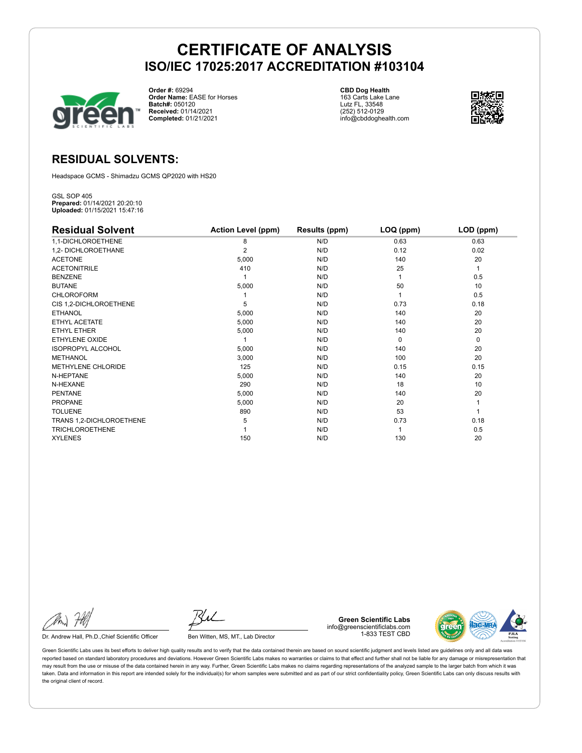# CERTIFICATE OF ANALYSIS
## ISO/IEC 17025:2017 ACCREDITATION #103104

**Order #:** 69294
**Order Name:** EASE for Horses
**Batch#:** 050120
**Received:** 01/14/2021
**Completed:** 01/21/2021

**CBD Dog Health**
163 Carts Lake Lane
Lutz FL, 33548
(252) 512-0129
info@cbddoghealth.com

## RESIDUAL SOLVENTS:

Headspace GCMS - Shimadzu GCMS QP2020 with HS20

GSL SOP 405
**Prepared:** 01/14/2021 20:20:10
**Uploaded:** 01/15/2021 15:47:16

| Residual Solvent | Action Level (ppm) | Results (ppm) | LOQ (ppm) | LOD (ppm) |
|---|---|---|---|---|
| 1,1-DICHLOROETHENE | 8 | N/D | 0.63 | 0.63 |
| 1,2- DICHLOROETHANE | 2 | N/D | 0.12 | 0.02 |
| ACETONE | 5,000 | N/D | 140 | 20 |
| ACETONITRILE | 410 | N/D | 25 | 1 |
| BENZENE | 1 | N/D | 1 | 0.5 |
| BUTANE | 5,000 | N/D | 50 | 10 |
| CHLOROFORM | 1 | N/D | 1 | 0.5 |
| CIS 1,2-DICHLOROETHENE | 5 | N/D | 0.73 | 0.18 |
| ETHANOL | 5,000 | N/D | 140 | 20 |
| ETHYL ACETATE | 5,000 | N/D | 140 | 20 |
| ETHYL ETHER | 5,000 | N/D | 140 | 20 |
| ETHYLENE OXIDE | 1 | N/D | 0 | 0 |
| ISOPROPYL ALCOHOL | 5,000 | N/D | 140 | 20 |
| METHANOL | 3,000 | N/D | 100 | 20 |
| METHYLENE CHLORIDE | 125 | N/D | 0.15 | 0.15 |
| N-HEPTANE | 5,000 | N/D | 140 | 20 |
| N-HEXANE | 290 | N/D | 18 | 10 |
| PENTANE | 5,000 | N/D | 140 | 20 |
| PROPANE | 5,000 | N/D | 20 | 1 |
| TOLUENE | 890 | N/D | 53 | 1 |
| TRANS 1,2-DICHLOROETHENE | 5 | N/D | 0.73 | 0.18 |
| TRICHLOROETHENE | 1 | N/D | 1 | 0.5 |
| XYLENES | 150 | N/D | 130 | 20 |

Dr. Andrew Hall, Ph.D.,Chief Scientific Officer

Ben Witten, MS, MT., Lab Director

**Green Scientific Labs**
info@greenscientificlabs.com
1-833 TEST CBD

Green Scientific Labs uses its best efforts to deliver high quality results and to verify that the data contained therein are based on sound scientific judgment and levels listed are guidelines only and all data was reported based on standard laboratory procedures and deviations. However Green Scientific Labs makes no warranties or claims to that effect and further shall not be liable for any damage or misrepresentation that may result from the use or misuse of the data contained herein in any way. Further, Green Scientific Labs makes no claims regarding representations of the analyzed sample to the larger batch from which it was taken. Data and information in this report are intended solely for the individual(s) for whom samples were submitted and as part of our strict confidentiality policy, Green Scientific Labs can only discuss results with the original client of record.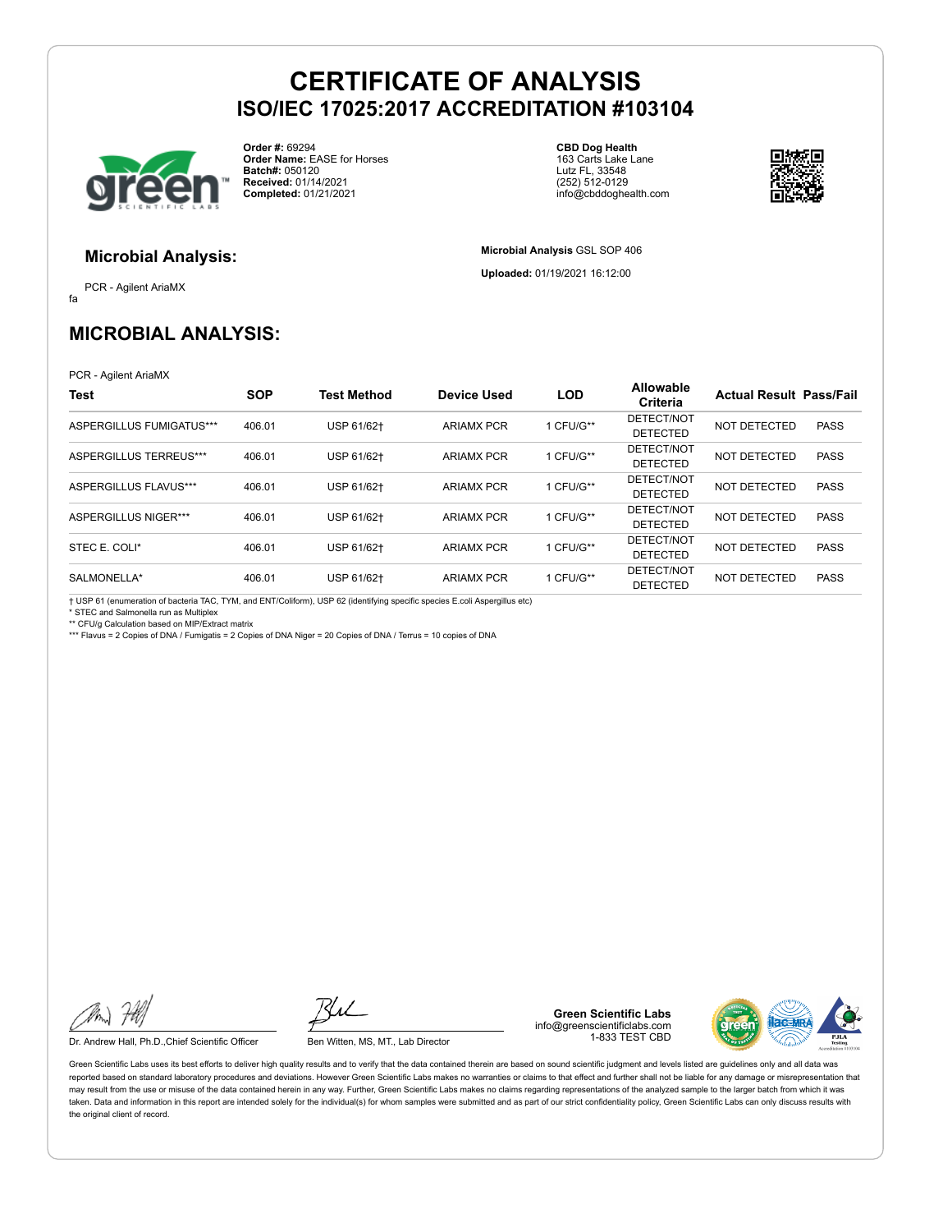# CERTIFICATE OF ANALYSIS

## ISO/IEC 17025:2017 ACCREDITATION #103104

**Order #:** 69294
**Order Name:** EASE for Horses
**Batch#:** 050120
**Received:** 01/14/2021
**Completed:** 01/21/2021

**CBD Dog Health**
163 Carts Lake Lane
Lutz FL, 33548
(252) 512-0129
info@cbddoghealth.com

### Microbial Analysis:

PCR - Agilent AriaMX

fa

**Microbial Analysis** GSL SOP 406

**Uploaded:** 01/19/2021 16:12:00

## MICROBIAL ANALYSIS:

PCR - Agilent AriaMX

| Test | SOP | Test Method | Device Used | LOD | Allowable Criteria | Actual Result | Pass/Fail |
|---|---|---|---|---|---|---|---|
| ASPERGILLUS FUMIGATUS*** | 406.01 | USP 61/62† | ARIAMX PCR | 1 CFU/G** | DETECT/NOT DETECTED | NOT DETECTED | PASS |
| ASPERGILLUS TERREUS*** | 406.01 | USP 61/62† | ARIAMX PCR | 1 CFU/G** | DETECT/NOT DETECTED | NOT DETECTED | PASS |
| ASPERGILLUS FLAVUS*** | 406.01 | USP 61/62† | ARIAMX PCR | 1 CFU/G** | DETECT/NOT DETECTED | NOT DETECTED | PASS |
| ASPERGILLUS NIGER*** | 406.01 | USP 61/62† | ARIAMX PCR | 1 CFU/G** | DETECT/NOT DETECTED | NOT DETECTED | PASS |
| STEC E. COLI* | 406.01 | USP 61/62† | ARIAMX PCR | 1 CFU/G** | DETECT/NOT DETECTED | NOT DETECTED | PASS |
| SALMONELLA* | 406.01 | USP 61/62† | ARIAMX PCR | 1 CFU/G** | DETECT/NOT DETECTED | NOT DETECTED | PASS |

† USP 61 (enumeration of bacteria TAC, TYM, and ENT/Coliform), USP 62 (identifying specific species E.coli Aspergillus etc)
* STEC and Salmonella run as Multiplex
** CFU/g Calculation based on MIP/Extract matrix
*** Flavus = 2 Copies of DNA / Fumigatis = 2 Copies of DNA Niger = 20 Copies of DNA / Terrus = 10 copies of DNA

Dr. Andrew Hall, Ph.D.,Chief Scientific Officer

Ben Witten, MS, MT., Lab Director

**Green Scientific Labs**
info@greenscientificlabs.com
1-833 TEST CBD

Green Scientific Labs uses its best efforts to deliver high quality results and to verify that the data contained therein are based on sound scientific judgment and levels listed are guidelines only and all data was reported based on standard laboratory procedures and deviations. However Green Scientific Labs makes no warranties or claims to that effect and further shall not be liable for any damage or misrepresentation that may result from the use or misuse of the data contained herein in any way. Further, Green Scientific Labs makes no claims regarding representations of the analyzed sample to the larger batch from which it was taken. Data and information in this report are intended solely for the individual(s) for whom samples were submitted and as part of our strict confidentiality policy, Green Scientific Labs can only discuss results with the original client of record.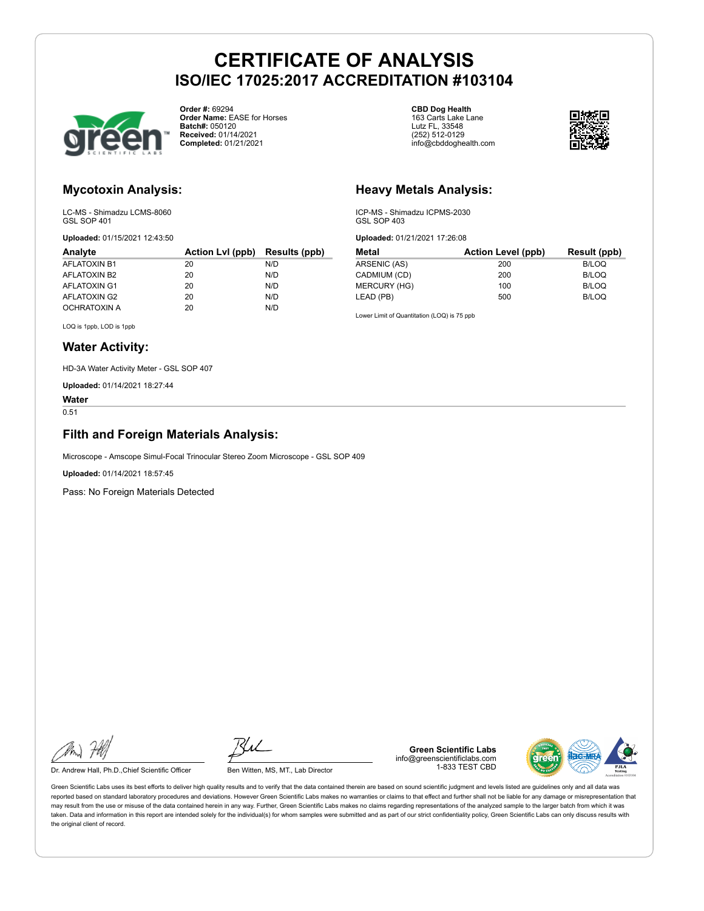# CERTIFICATE OF ANALYSIS
## ISO/IEC 17025:2017 ACCREDITATION #103104

**Order #:** 69294
**Order Name:** EASE for Horses
**Batch#:** 050120
**Received:** 01/14/2021
**Completed:** 01/21/2021

**CBD Dog Health**
163 Carts Lake Lane
Lutz FL, 33548
(252) 512-0129
info@cbddoghealth.com

### Mycotoxin Analysis:

LC-MS - Shimadzu LCMS-8060
GSL SOP 401

**Uploaded:** 01/15/2021 12:43:50

| Analyte | Action Lvl (ppb) | Results (ppb) |
|---|---|---|
| AFLATOXIN B1 | 20 | N/D |
| AFLATOXIN B2 | 20 | N/D |
| AFLATOXIN G1 | 20 | N/D |
| AFLATOXIN G2 | 20 | N/D |
| OCHRATOXIN A | 20 | N/D |

LOQ is 1ppb, LOD is 1ppb

### Heavy Metals Analysis:

ICP-MS - Shimadzu ICPMS-2030
GSL SOP 403

**Uploaded:** 01/21/2021 17:26:08

| Metal | Action Level (ppb) | Result (ppb) |
|---|---|---|
| ARSENIC (AS) | 200 | B/LOQ |
| CADMIUM (CD) | 200 | B/LOQ |
| MERCURY (HG) | 100 | B/LOQ |
| LEAD (PB) | 500 | B/LOQ |

Lower Limit of Quantitation (LOQ) is 75 ppb

### Water Activity:

HD-3A Water Activity Meter - GSL SOP 407

**Uploaded:** 01/14/2021 18:27:44

| Water |
|---|
| 0.51 |

### Filth and Foreign Materials Analysis:

Microscope - Amscope Simul-Focal Trinocular Stereo Zoom Microscope - GSL SOP 409

**Uploaded:** 01/14/2021 18:57:45

Pass: No Foreign Materials Detected

Dr. Andrew Hall, Ph.D.,Chief Scientific Officer

Ben Witten, MS, MT., Lab Director

**Green Scientific Labs**
info@greenscientificlabs.com
1-833 TEST CBD

Green Scientific Labs uses its best efforts to deliver high quality results and to verify that the data contained therein are based on sound scientific judgment and levels listed are guidelines only and all data was reported based on standard laboratory procedures and deviations. However Green Scientific Labs makes no warranties or claims to that effect and further shall not be liable for any damage or misrepresentation that may result from the use or misuse of the data contained herein in any way. Further, Green Scientific Labs makes no claims regarding representations of the analyzed sample to the larger batch from which it was taken. Data and information in this report are intended solely for the individual(s) for whom samples were submitted and as part of our strict confidentiality policy, Green Scientific Labs can only discuss results with the original client of record.